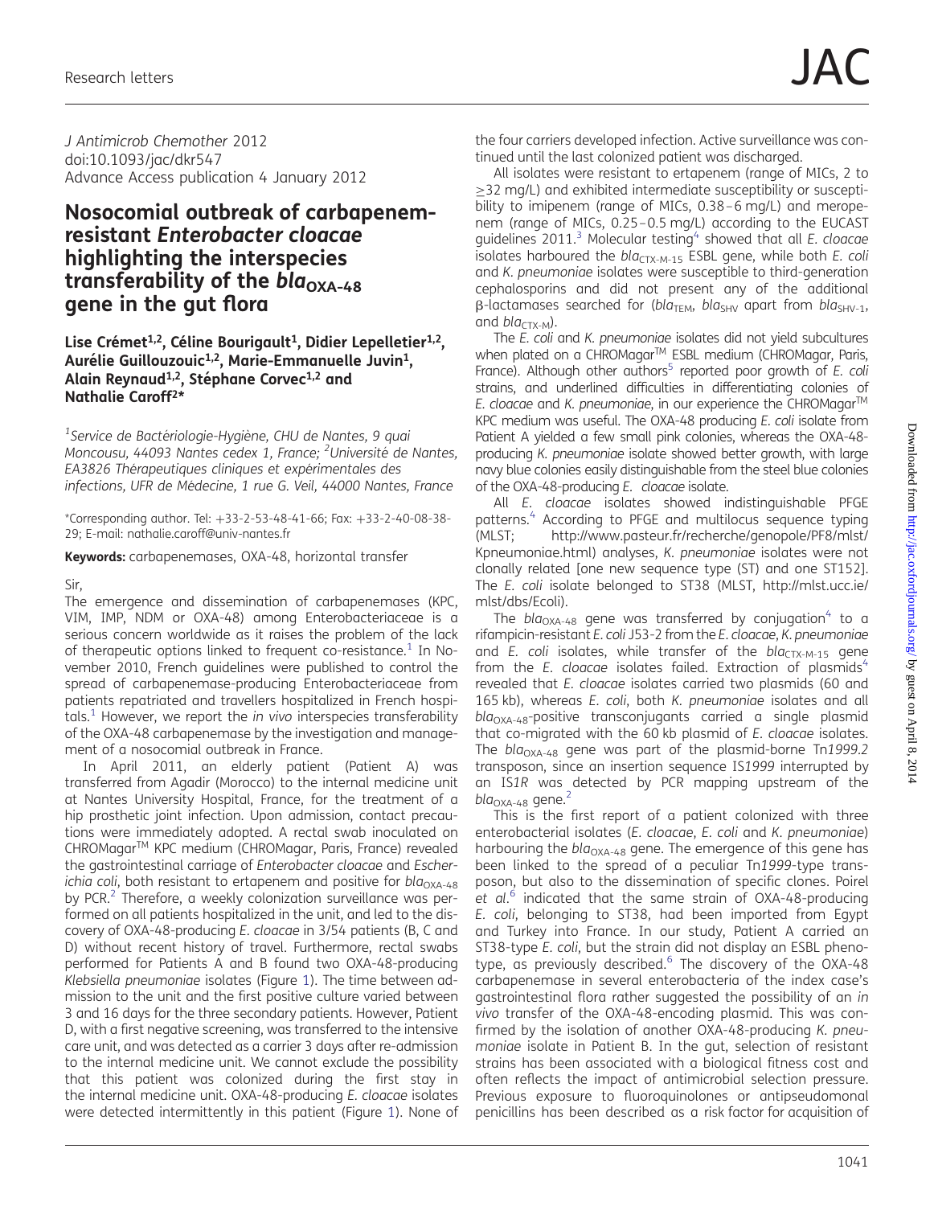J Antimicrob Chemother 2012
doi:10.1093/jac/dkr547
Advance Access publication 4 January 2012

# Nosocomial outbreak of carbapenem-resistant *Enterobacter cloacae* highlighting the interspecies transferability of the $bla_{OXA-48}$ gene in the gut flora

**Lise Crémet[1,2], Céline Bourigault[1], Didier Lepelletier[1,2], Aurélie Guillouzouic[1,2], Marie-Emmanuelle Juvin[1], Alain Reynaud[1,2], Stéphane Corvec[1,2] and Nathalie Caroff[2]***

[1]Service de Bactériologie-Hygiène, CHU de Nantes, 9 quai Moncousu, 44093 Nantes cedex 1, France; [2]Université de Nantes, EA3826 Thérapeutiques cliniques et expérimentales des infections, UFR de Médecine, 1 rue G. Veil, 44000 Nantes, France

*Corresponding author. Tel: +33-2-53-48-41-66; Fax: +33-2-40-08-38-29; E-mail: nathalie.caroff@univ-nantes.fr

**Keywords:** carbapenemases, OXA-48, horizontal transfer

Sir,

The emergence and dissemination of carbapenemases (KPC, VIM, IMP, NDM or OXA-48) among Enterobacteriaceae is a serious concern worldwide as it raises the problem of the lack of therapeutic options linked to frequent co-resistance.[1] In November 2010, French guidelines were published to control the spread of carbapenemase-producing Enterobacteriaceae from patients repatriated and travellers hospitalized in French hospitals.[1] However, we report the *in vivo* interspecies transferability of the OXA-48 carbapenemase by the investigation and management of a nosocomial outbreak in France.

In April 2011, an elderly patient (Patient A) was transferred from Agadir (Morocco) to the internal medicine unit at Nantes University Hospital, France, for the treatment of a hip prosthetic joint infection. Upon admission, contact precautions were immediately adopted. A rectal swab inoculated on CHROMagar™ KPC medium (CHROMagar, Paris, France) revealed the gastrointestinal carriage of *Enterobacter cloacae* and *Escherichia coli*, both resistant to ertapenem and positive for $bla_{OXA-48}$ by PCR.[2] Therefore, a weekly colonization surveillance was performed on all patients hospitalized in the unit, and led to the discovery of OXA-48-producing *E. cloacae* in 3/54 patients (B, C and D) without recent history of travel. Furthermore, rectal swabs performed for Patients A and B found two OXA-48-producing *Klebsiella pneumoniae* isolates (Figure 1). The time between admission to the unit and the first positive culture varied between 3 and 16 days for the three secondary patients. However, Patient D, with a first negative screening, was transferred to the intensive care unit, and was detected as a carrier 3 days after re-admission to the internal medicine unit. We cannot exclude the possibility that this patient was colonized during the first stay in the internal medicine unit. OXA-48-producing *E. cloacae* isolates were detected intermittently in this patient (Figure 1). None of the four carriers developed infection. Active surveillance was continued until the last colonized patient was discharged.

All isolates were resistant to ertapenem (range of MICs, 2 to ≥32 mg/L) and exhibited intermediate susceptibility or susceptibility to imipenem (range of MICs, 0.38–6 mg/L) and meropenem (range of MICs, 0.25–0.5 mg/L) according to the EUCAST guidelines 2011.[3] Molecular testing[4] showed that all *E. cloacae* isolates harboured the $bla_{CTX-M-15}$ ESBL gene, while both *E. coli* and *K. pneumoniae* isolates were susceptible to third-generation cephalosporins and did not present any of the additional β-lactamases searched for ($bla_{TEM}$, $bla_{SHV}$ apart from $bla_{SHV-1}$, and $bla_{CTX-M}$).

The *E. coli* and *K. pneumoniae* isolates did not yield subcultures when plated on a CHROMagar™ ESBL medium (CHROMagar, Paris, France). Although other authors[5] reported poor growth of *E. coli* strains, and underlined difficulties in differentiating colonies of *E. cloacae* and *K. pneumoniae*, in our experience the CHROMagar™ KPC medium was useful. The OXA-48 producing *E. coli* isolate from Patient A yielded a few small pink colonies, whereas the OXA-48-producing *K. pneumoniae* isolate showed better growth, with large navy blue colonies easily distinguishable from the steel blue colonies of the OXA-48-producing *E. cloacae* isolate.

All *E. cloacae* isolates showed indistinguishable PFGE patterns.[4] According to PFGE and multilocus sequence typing (MLST; http://www.pasteur.fr/recherche/genopole/PF8/mlst/Kpneumoniae.html) analyses, *K. pneumoniae* isolates were not clonally related [one new sequence type (ST) and one ST152]. The *E. coli* isolate belonged to ST38 (MLST, http://mlst.ucc.ie/mlst/dbs/Ecoli).

The $bla_{OXA-48}$ gene was transferred by conjugation[4] to a rifampicin-resistant *E. coli* J53-2 from the *E. cloacae*, *K. pneumoniae* and *E. coli* isolates, while transfer of the $bla_{CTX-M-15}$ gene from the *E. cloacae* isolates failed. Extraction of plasmids[4] revealed that *E. cloacae* isolates carried two plasmids (60 and 165 kb), whereas *E. coli*, both *K. pneumoniae* isolates and all $bla_{OXA-48}$-positive transconjugants carried a single plasmid that co-migrated with the 60 kb plasmid of *E. cloacae* isolates. The $bla_{OXA-48}$ gene was part of the plasmid-borne Tn*1999.2* transposon, since an insertion sequence IS*1999* interrupted by an IS*1R* was detected by PCR mapping upstream of the $bla_{OXA-48}$ gene.[2]

This is the first report of a patient colonized with three enterobacterial isolates (*E. cloacae*, *E. coli* and *K. pneumoniae*) harbouring the $bla_{OXA-48}$ gene. The emergence of this gene has been linked to the spread of a peculiar Tn*1999*-type transposon, but also to the dissemination of specific clones. Poirel *et al.*[6] indicated that the same strain of OXA-48-producing *E. coli*, belonging to ST38, had been imported from Egypt and Turkey into France. In our study, Patient A carried an ST38-type *E. coli*, but the strain did not display an ESBL phenotype, as previously described.[6] The discovery of the OXA-48 carbapenemase in several enterobacteria of the index case's gastrointestinal flora rather suggested the possibility of an *in vivo* transfer of the OXA-48-encoding plasmid. This was confirmed by the isolation of another OXA-48-producing *K. pneumoniae* isolate in Patient B. In the gut, selection of resistant strains has been associated with a biological fitness cost and often reflects the impact of antimicrobial selection pressure. Previous exposure to fluoroquinolones or antipseudomonal penicillins has been described as a risk factor for acquisition of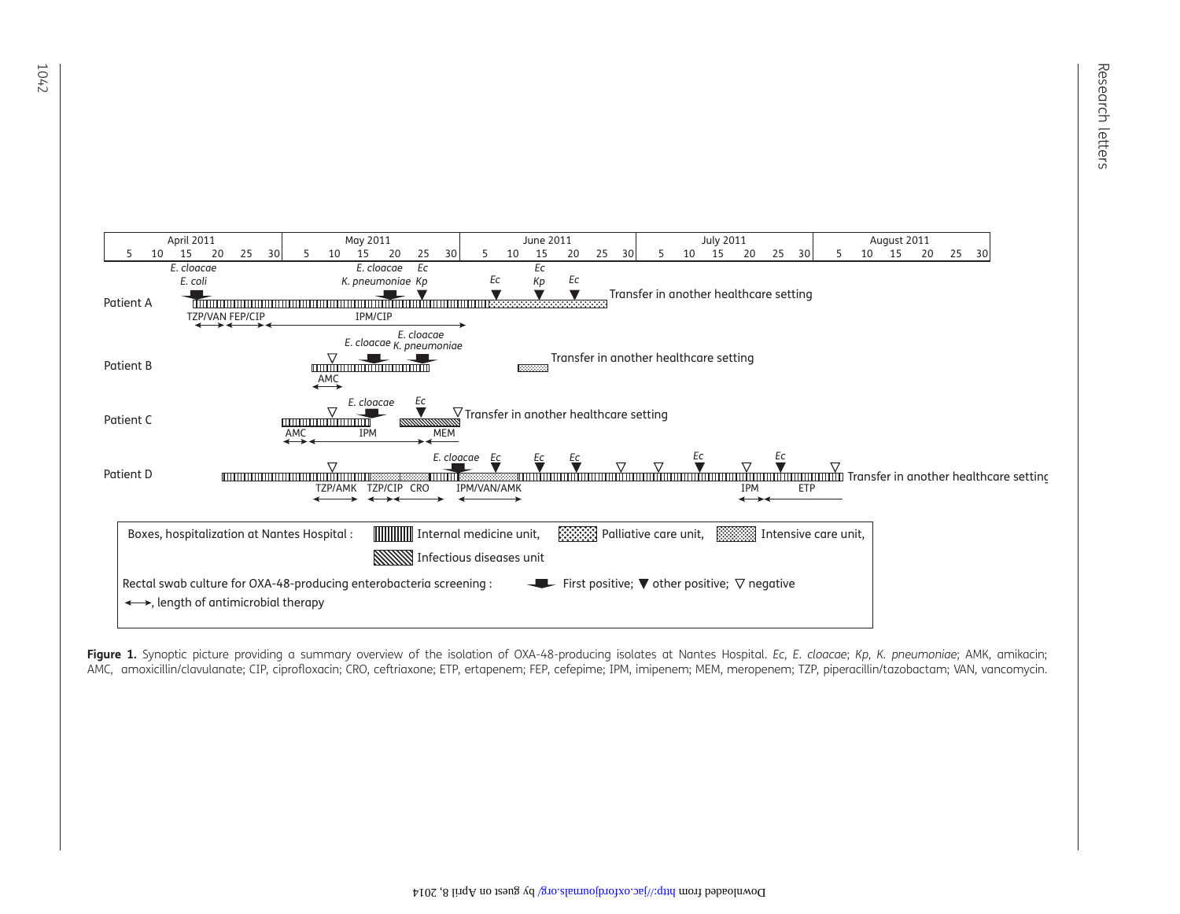**Figure 1.** Synoptic picture providing a summary overview of the isolation of OXA-48-producing isolates at Nantes Hospital. *Ec*, *E. cloacae*; *Kp*, *K. pneumoniae*; AMK, amikacin; AMC, amoxicillin/clavulanate; CIP, ciprofloxacin; CRO, ceftriaxone; ETP, ertapenem; FEP, cefepime; IPM, imipenem; MEM, meropenem; TZP, piperacillin/tazobactam; VAN, vancomycin.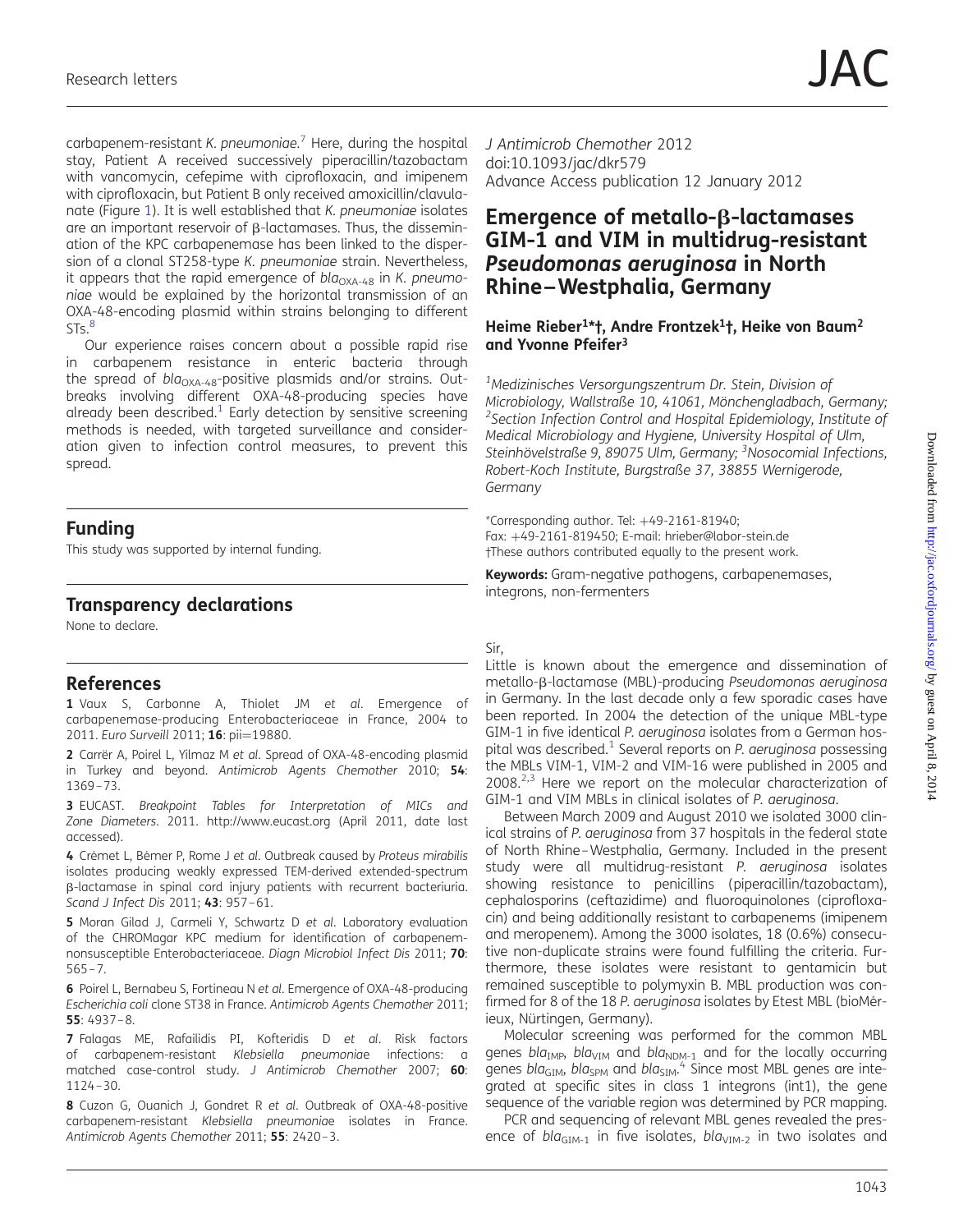carbapenem-resistant *K. pneumoniae*.[7] Here, during the hospital stay, Patient A received successively piperacillin/tazobactam with vancomycin, cefepime with ciprofloxacin, and imipenem with ciprofloxacin, but Patient B only received amoxicillin/clavulanate (Figure 1). It is well established that *K. pneumoniae* isolates are an important reservoir of β-lactamases. Thus, the dissemination of the KPC carbapenemase has been linked to the dispersion of a clonal ST258-type *K. pneumoniae* strain. Nevertheless, it appears that the rapid emergence of $bla_{OXA-48}$ in *K. pneumoniae* would be explained by the horizontal transmission of an OXA-48-encoding plasmid within strains belonging to different STs.[8]

Our experience raises concern about a possible rapid rise in carbapenem resistance in enteric bacteria through the spread of $bla_{OXA-48}$-positive plasmids and/or strains. Outbreaks involving different OXA-48-producing species have already been described.[1] Early detection by sensitive screening methods is needed, with targeted surveillance and consideration given to infection control measures, to prevent this spread.

## Funding

This study was supported by internal funding.

## Transparency declarations

None to declare.

## References

**1** Vaux S, Carbonne A, Thiolet JM *et al*. Emergence of carbapenemase-producing Enterobacteriaceae in France, 2004 to 2011. *Euro Surveill* 2011; **16**: pii=19880.

**2** Carrër A, Poirel L, Yilmaz M *et al*. Spread of OXA-48-encoding plasmid in Turkey and beyond. *Antimicrob Agents Chemother* 2010; **54**: 1369–73.

**3** EUCAST. *Breakpoint Tables for Interpretation of MICs and Zone Diameters*. 2011. http://www.eucast.org (April 2011, date last accessed).

**4** Crémet L, Bémer P, Rome J *et al*. Outbreak caused by *Proteus mirabilis* isolates producing weakly expressed TEM-derived extended-spectrum β-lactamase in spinal cord injury patients with recurrent bacteriuria. *Scand J Infect Dis* 2011; **43**: 957–61.

**5** Moran Gilad J, Carmeli Y, Schwartz D *et al*. Laboratory evaluation of the CHROMagar KPC medium for identification of carbapenem-nonsusceptible Enterobacteriaceae. *Diagn Microbiol Infect Dis* 2011; **70**: 565–7.

**6** Poirel L, Bernabeu S, Fortineau N *et al*. Emergence of OXA-48-producing *Escherichia coli* clone ST38 in France. *Antimicrob Agents Chemother* 2011; **55**: 4937–8.

**7** Falagas ME, Rafailidis PI, Kofteridis D *et al*. Risk factors of carbapenem-resistant *Klebsiella pneumoniae* infections: a matched case-control study. *J Antimicrob Chemother* 2007; **60**: 1124–30.

**8** Cuzon G, Ouanich J, Gondret R *et al*. Outbreak of OXA-48-positive carbapenem-resistant *Klebsiella pneumoniae* isolates in France. *Antimicrob Agents Chemother* 2011; **55**: 2420–3.

*J Antimicrob Chemother* 2012
doi:10.1093/jac/dkr579
Advance Access publication 12 January 2012

# Emergence of metallo-β-lactamases GIM-1 and VIM in multidrug-resistant *Pseudomonas aeruginosa* in North Rhine–Westphalia, Germany

**Heime Rieber[1]*†, Andre Frontzek[1]†, Heike von Baum[2] and Yvonne Pfeifer[3]**

[1]*Medizinisches Versorgungszentrum Dr. Stein, Division of Microbiology, Wallstraße 10, 41061, Mönchengladbach, Germany;* [2]*Section Infection Control and Hospital Epidemiology, Institute of Medical Microbiology and Hygiene, University Hospital of Ulm, Steinhövelstraße 9, 89075 Ulm, Germany;* [3]*Nosocomial Infections, Robert-Koch Institute, Burgstraße 37, 38855 Wernigerode, Germany*

*Corresponding author. Tel: +49-2161-81940; Fax: +49-2161-819450; E-mail: hrieber@labor-stein.de
†These authors contributed equally to the present work.

**Keywords:** Gram-negative pathogens, carbapenemases, integrons, non-fermenters

Sir,

Little is known about the emergence and dissemination of metallo-β-lactamase (MBL)-producing *Pseudomonas aeruginosa* in Germany. In the last decade only a few sporadic cases have been reported. In 2004 the detection of the unique MBL-type GIM-1 in five identical *P. aeruginosa* isolates from a German hospital was described.[1] Several reports on *P. aeruginosa* possessing the MBLs VIM-1, VIM-2 and VIM-16 were published in 2005 and 2008.[2,3] Here we report on the molecular characterization of GIM-1 and VIM MBLs in clinical isolates of *P. aeruginosa*.

Between March 2009 and August 2010 we isolated 3000 clinical strains of *P. aeruginosa* from 37 hospitals in the federal state of North Rhine–Westphalia, Germany. Included in the present study were all multidrug-resistant *P. aeruginosa* isolates showing resistance to penicillins (piperacillin/tazobactam), cephalosporins (ceftazidime) and fluoroquinolones (ciprofloxacin) and being additionally resistant to carbapenems (imipenem and meropenem). Among the 3000 isolates, 18 (0.6%) consecutive non-duplicate strains were found fulfilling the criteria. Furthermore, these isolates were resistant to gentamicin but remained susceptible to polymyxin B. MBL production was confirmed for 8 of the 18 *P. aeruginosa* isolates by Etest MBL (bioMérieux, Nürtingen, Germany).

Molecular screening was performed for the common MBL genes $bla_{IMP}$, $bla_{VIM}$ and $bla_{NDM-1}$ and for the locally occurring genes $bla_{GIM}$, $bla_{SPM}$ and $bla_{SIM}$.[4] Since most MBL genes are integrated at specific sites in class 1 integrons (int1), the gene sequence of the variable region was determined by PCR mapping.

PCR and sequencing of relevant MBL genes revealed the presence of $bla_{GIM-1}$ in five isolates, $bla_{VIM-2}$ in two isolates and